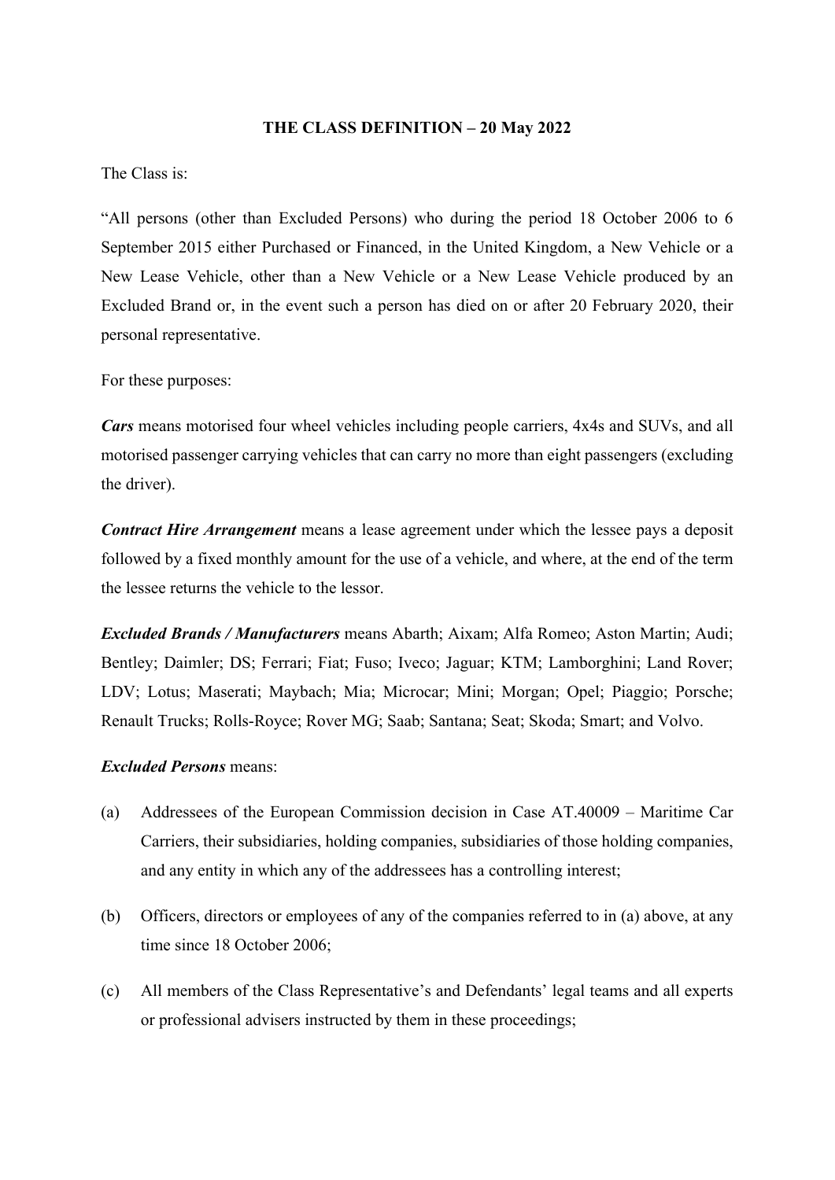**THE CLASS DEFINITION – 20 May 2022**

The Class is:

"All persons (other than Excluded Persons) who during the period 18 October 2006 to 6 September 2015 either Purchased or Financed, in the United Kingdom, a New Vehicle or a New Lease Vehicle, other than a New Vehicle or a New Lease Vehicle produced by an Excluded Brand or, in the event such a person has died on or after 20 February 2020, their personal representative.

For these purposes:

***Cars*** means motorised four wheel vehicles including people carriers, 4x4s and SUVs, and all motorised passenger carrying vehicles that can carry no more than eight passengers (excluding the driver).

***Contract Hire Arrangement*** means a lease agreement under which the lessee pays a deposit followed by a fixed monthly amount for the use of a vehicle, and where, at the end of the term the lessee returns the vehicle to the lessor.

***Excluded Brands / Manufacturers*** means Abarth; Aixam; Alfa Romeo; Aston Martin; Audi; Bentley; Daimler; DS; Ferrari; Fiat; Fuso; Iveco; Jaguar; KTM; Lamborghini; Land Rover; LDV; Lotus; Maserati; Maybach; Mia; Microcar; Mini; Morgan; Opel; Piaggio; Porsche; Renault Trucks; Rolls-Royce; Rover MG; Saab; Santana; Seat; Skoda; Smart; and Volvo.

***Excluded Persons*** means:

(a) Addressees of the European Commission decision in Case AT.40009 – Maritime Car Carriers, their subsidiaries, holding companies, subsidiaries of those holding companies, and any entity in which any of the addressees has a controlling interest;

(b) Officers, directors or employees of any of the companies referred to in (a) above, at any time since 18 October 2006;

(c) All members of the Class Representative's and Defendants' legal teams and all experts or professional advisers instructed by them in these proceedings;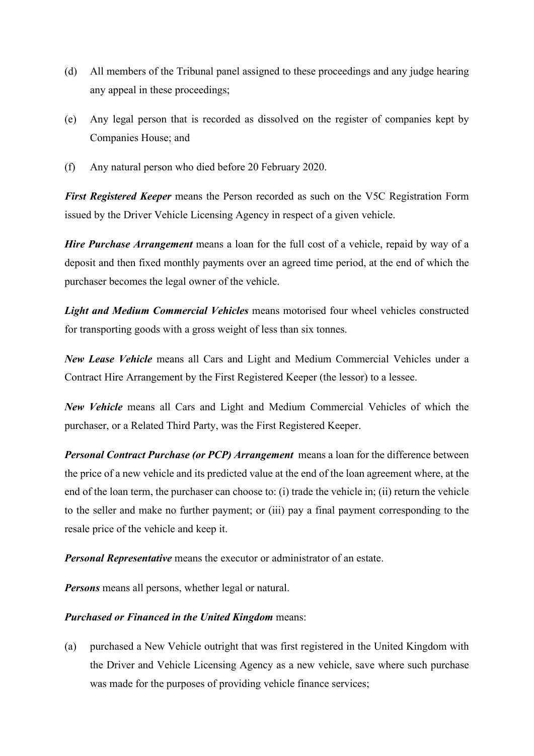(d) All members of the Tribunal panel assigned to these proceedings and any judge hearing any appeal in these proceedings;

(e) Any legal person that is recorded as dissolved on the register of companies kept by Companies House; and

(f) Any natural person who died before 20 February 2020.

***First Registered Keeper*** means the Person recorded as such on the V5C Registration Form issued by the Driver Vehicle Licensing Agency in respect of a given vehicle.

***Hire Purchase Arrangement*** means a loan for the full cost of a vehicle, repaid by way of a deposit and then fixed monthly payments over an agreed time period, at the end of which the purchaser becomes the legal owner of the vehicle.

***Light and Medium Commercial Vehicles*** means motorised four wheel vehicles constructed for transporting goods with a gross weight of less than six tonnes.

***New Lease Vehicle*** means all Cars and Light and Medium Commercial Vehicles under a Contract Hire Arrangement by the First Registered Keeper (the lessor) to a lessee.

***New Vehicle*** means all Cars and Light and Medium Commercial Vehicles of which the purchaser, or a Related Third Party, was the First Registered Keeper.

***Personal Contract Purchase (or PCP) Arrangement*** means a loan for the difference between the price of a new vehicle and its predicted value at the end of the loan agreement where, at the end of the loan term, the purchaser can choose to: (i) trade the vehicle in; (ii) return the vehicle to the seller and make no further payment; or (iii) pay a final payment corresponding to the resale price of the vehicle and keep it.

***Personal Representative*** means the executor or administrator of an estate.

***Persons*** means all persons, whether legal or natural.

***Purchased or Financed in the United Kingdom*** means:

(a) purchased a New Vehicle outright that was first registered in the United Kingdom with the Driver and Vehicle Licensing Agency as a new vehicle, save where such purchase was made for the purposes of providing vehicle finance services;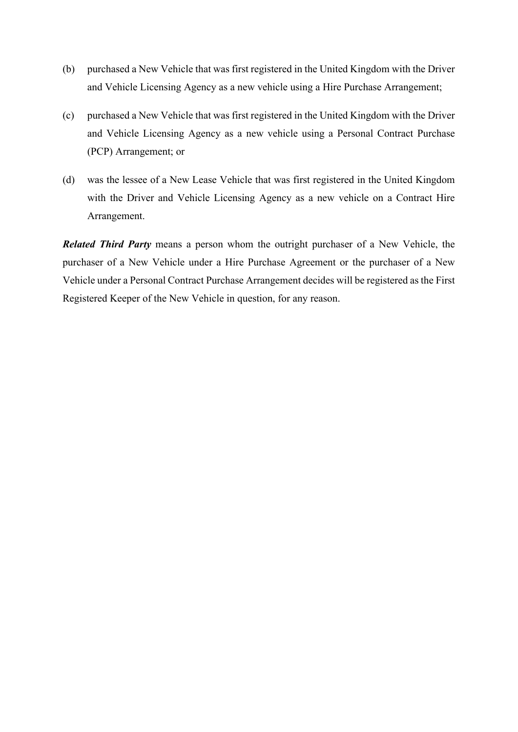(b) purchased a New Vehicle that was first registered in the United Kingdom with the Driver and Vehicle Licensing Agency as a new vehicle using a Hire Purchase Arrangement;

(c) purchased a New Vehicle that was first registered in the United Kingdom with the Driver and Vehicle Licensing Agency as a new vehicle using a Personal Contract Purchase (PCP) Arrangement; or

(d) was the lessee of a New Lease Vehicle that was first registered in the United Kingdom with the Driver and Vehicle Licensing Agency as a new vehicle on a Contract Hire Arrangement.

***Related Third Party*** means a person whom the outright purchaser of a New Vehicle, the purchaser of a New Vehicle under a Hire Purchase Agreement or the purchaser of a New Vehicle under a Personal Contract Purchase Arrangement decides will be registered as the First Registered Keeper of the New Vehicle in question, for any reason.